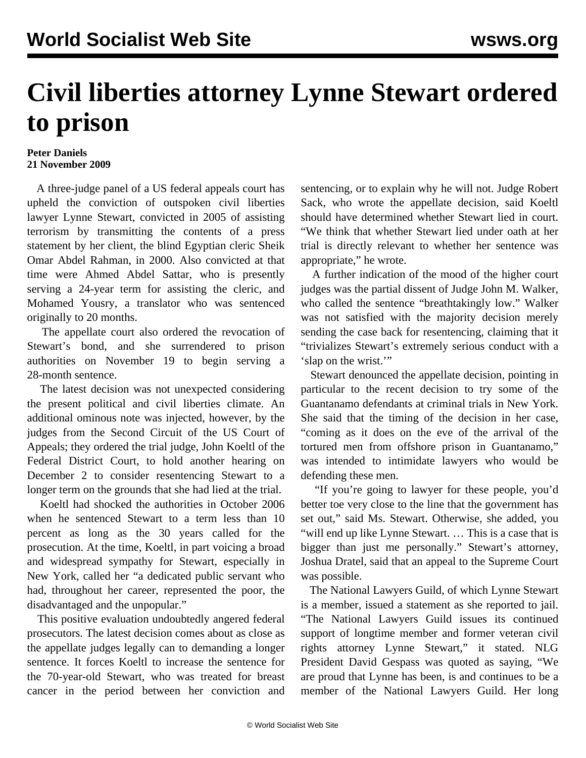# Civil liberties attorney Lynne Stewart ordered to prison

**Peter Daniels**
**21 November 2009**

A three-judge panel of a US federal appeals court has upheld the conviction of outspoken civil liberties lawyer Lynne Stewart, convicted in 2005 of assisting terrorism by transmitting the contents of a press statement by her client, the blind Egyptian cleric Sheik Omar Abdel Rahman, in 2000. Also convicted at that time were Ahmed Abdel Sattar, who is presently serving a 24-year term for assisting the cleric, and Mohamed Yousry, a translator who was sentenced originally to 20 months.

The appellate court also ordered the revocation of Stewart's bond, and she surrendered to prison authorities on November 19 to begin serving a 28-month sentence.

The latest decision was not unexpected considering the present political and civil liberties climate. An additional ominous note was injected, however, by the judges from the Second Circuit of the US Court of Appeals; they ordered the trial judge, John Koeltl of the Federal District Court, to hold another hearing on December 2 to consider resentencing Stewart to a longer term on the grounds that she had lied at the trial.

Koeltl had shocked the authorities in October 2006 when he sentenced Stewart to a term less than 10 percent as long as the 30 years called for the prosecution. At the time, Koeltl, in part voicing a broad and widespread sympathy for Stewart, especially in New York, called her "a dedicated public servant who had, throughout her career, represented the poor, the disadvantaged and the unpopular."

This positive evaluation undoubtedly angered federal prosecutors. The latest decision comes about as close as the appellate judges legally can to demanding a longer sentence. It forces Koeltl to increase the sentence for the 70-year-old Stewart, who was treated for breast cancer in the period between her conviction and sentencing, or to explain why he will not. Judge Robert Sack, who wrote the appellate decision, said Koeltl should have determined whether Stewart lied in court. "We think that whether Stewart lied under oath at her trial is directly relevant to whether her sentence was appropriate," he wrote.

A further indication of the mood of the higher court judges was the partial dissent of Judge John M. Walker, who called the sentence "breathtakingly low." Walker was not satisfied with the majority decision merely sending the case back for resentencing, claiming that it "trivializes Stewart's extremely serious conduct with a 'slap on the wrist.'"

Stewart denounced the appellate decision, pointing in particular to the recent decision to try some of the Guantanamo defendants at criminal trials in New York. She said that the timing of the decision in her case, "coming as it does on the eve of the arrival of the tortured men from offshore prison in Guantanamo," was intended to intimidate lawyers who would be defending these men.

"If you're going to lawyer for these people, you'd better toe very close to the line that the government has set out," said Ms. Stewart. Otherwise, she added, you "will end up like Lynne Stewart. … This is a case that is bigger than just me personally." Stewart's attorney, Joshua Dratel, said that an appeal to the Supreme Court was possible.

The National Lawyers Guild, of which Lynne Stewart is a member, issued a statement as she reported to jail. "The National Lawyers Guild issues its continued support of longtime member and former veteran civil rights attorney Lynne Stewart," it stated. NLG President David Gespass was quoted as saying, "We are proud that Lynne has been, is and continues to be a member of the National Lawyers Guild. Her long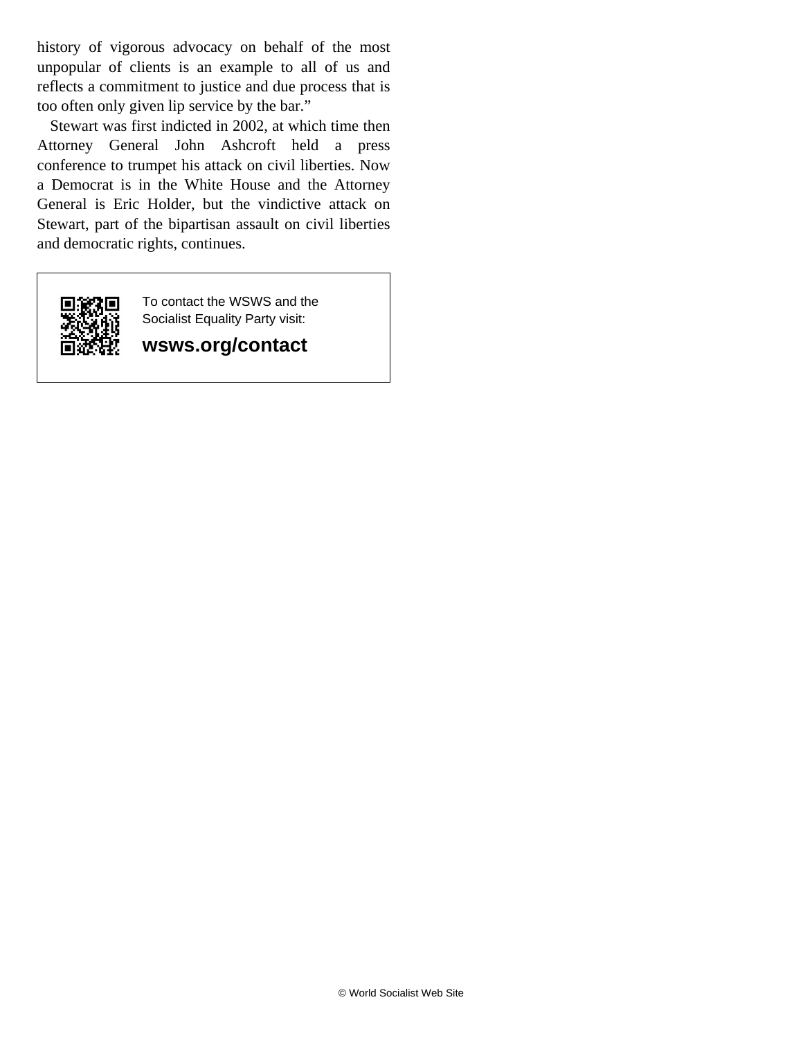history of vigorous advocacy on behalf of the most unpopular of clients is an example to all of us and reflects a commitment to justice and due process that is too often only given lip service by the bar."

Stewart was first indicted in 2002, at which time then Attorney General John Ashcroft held a press conference to trumpet his attack on civil liberties. Now a Democrat is in the White House and the Attorney General is Eric Holder, but the vindictive attack on Stewart, part of the bipartisan assault on civil liberties and democratic rights, continues.

To contact the WSWS and the Socialist Equality Party visit:

**wsws.org/contact**